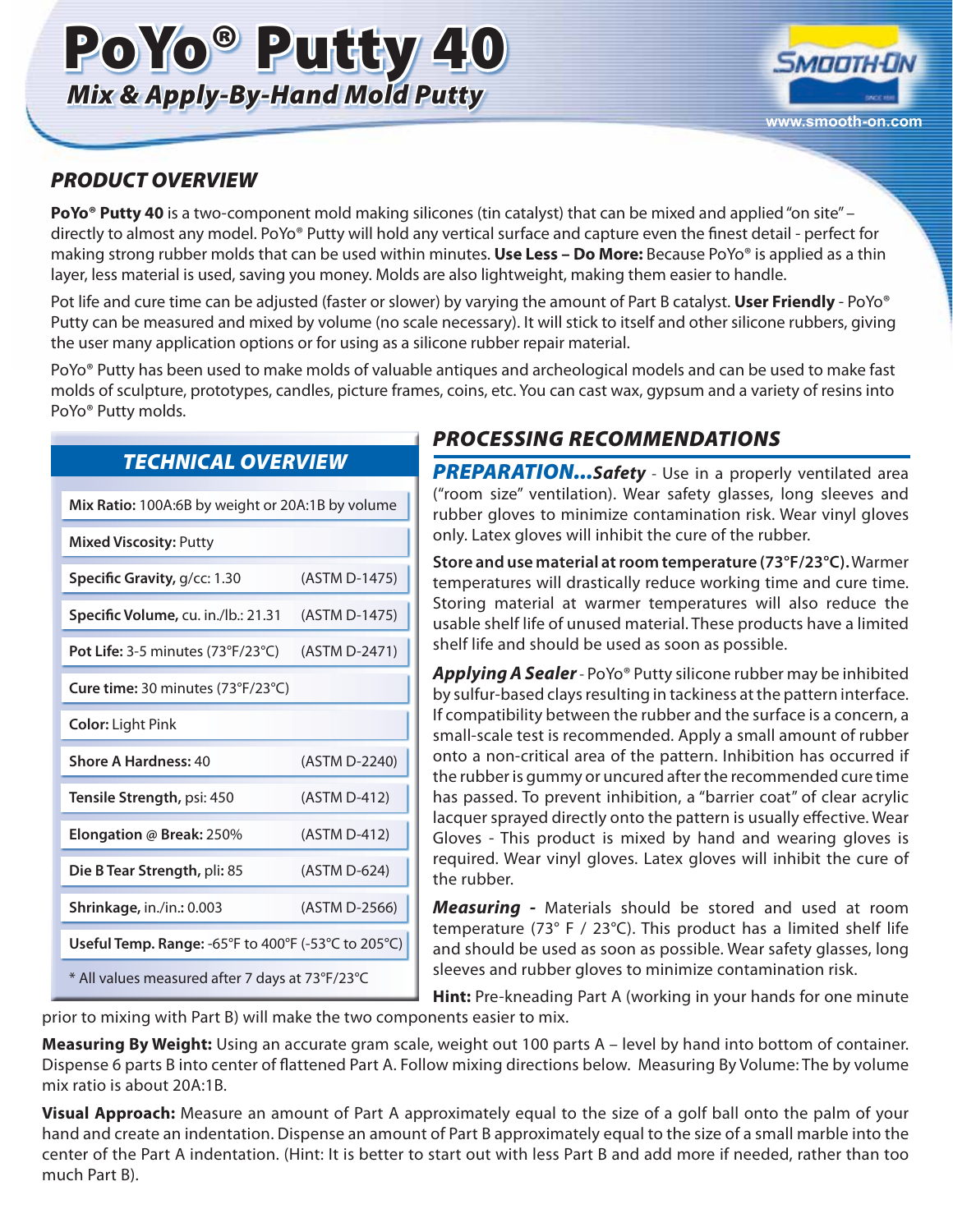# PoYo® Putty 40

## *Mix & Apply-By-Hand Mold Putty*

www.smooth-on.com

## *PRODUCT OVERVIEW*

**PoYo® Putty 40** is a two-component mold making silicones (tin catalyst) that can be mixed and applied "on site" – directly to almost any model. PoYo® Putty will hold any vertical surface and capture even the finest detail - perfect for making strong rubber molds that can be used within minutes. **Use Less – Do More:** Because PoYo® is applied as a thin layer, less material is used, saving you money. Molds are also lightweight, making them easier to handle.

Pot life and cure time can be adjusted (faster or slower) by varying the amount of Part B catalyst. **User Friendly** - PoYo® Putty can be measured and mixed by volume (no scale necessary). It will stick to itself and other silicone rubbers, giving the user many application options or for using as a silicone rubber repair material.

PoYo® Putty has been used to make molds of valuable antiques and archeological models and can be used to make fast molds of sculpture, prototypes, candles, picture frames, coins, etc. You can cast wax, gypsum and a variety of resins into PoYo® Putty molds.

### *TECHNICAL OVERVIEW*

| Property | Test Method |
|---|---|
| **Mix Ratio:** 100A:6B by weight or 20A:1B by volume | |
| **Mixed Viscosity:** Putty | |
| **Specific Gravity,** g/cc: 1.30 | (ASTM D-1475) |
| **Specific Volume,** cu. in./lb.: 21.31 | (ASTM D-1475) |
| **Pot Life:** 3-5 minutes (73°F/23°C) | (ASTM D-2471) |
| **Cure time:** 30 minutes (73°F/23°C) | |
| **Color:** Light Pink | |
| **Shore A Hardness:** 40 | (ASTM D-2240) |
| **Tensile Strength,** psi: 450 | (ASTM D-412) |
| **Elongation @ Break:** 250% | (ASTM D-412) |
| **Die B Tear Strength,** pli: 85 | (ASTM D-624) |
| **Shrinkage,** in./in.: 0.003 | (ASTM D-2566) |
| **Useful Temp. Range:** -65°F to 400°F (-53°C to 205°C) | |

\* All values measured after 7 days at 73°F/23°C

## *PROCESSING RECOMMENDATIONS*

***PREPARATION...Safety*** - Use in a properly ventilated area ("room size" ventilation). Wear safety glasses, long sleeves and rubber gloves to minimize contamination risk. Wear vinyl gloves only. Latex gloves will inhibit the cure of the rubber.

**Store and use material at room temperature (73°F/23°C).** Warmer temperatures will drastically reduce working time and cure time. Storing material at warmer temperatures will also reduce the usable shelf life of unused material. These products have a limited shelf life and should be used as soon as possible.

***Applying A Sealer*** - PoYo® Putty silicone rubber may be inhibited by sulfur-based clays resulting in tackiness at the pattern interface. If compatibility between the rubber and the surface is a concern, a small-scale test is recommended. Apply a small amount of rubber onto a non-critical area of the pattern. Inhibition has occurred if the rubber is gummy or uncured after the recommended cure time has passed. To prevent inhibition, a "barrier coat" of clear acrylic lacquer sprayed directly onto the pattern is usually effective. Wear Gloves - This product is mixed by hand and wearing gloves is required. Wear vinyl gloves. Latex gloves will inhibit the cure of the rubber.

***Measuring -*** Materials should be stored and used at room temperature (73° F / 23°C). This product has a limited shelf life and should be used as soon as possible. Wear safety glasses, long sleeves and rubber gloves to minimize contamination risk.

**Hint:** Pre-kneading Part A (working in your hands for one minute prior to mixing with Part B) will make the two components easier to mix.

**Measuring By Weight:** Using an accurate gram scale, weight out 100 parts A – level by hand into bottom of container. Dispense 6 parts B into center of flattened Part A. Follow mixing directions below. Measuring By Volume: The by volume mix ratio is about 20A:1B.

**Visual Approach:** Measure an amount of Part A approximately equal to the size of a golf ball onto the palm of your hand and create an indentation. Dispense an amount of Part B approximately equal to the size of a small marble into the center of the Part A indentation. (Hint: It is better to start out with less Part B and add more if needed, rather than too much Part B).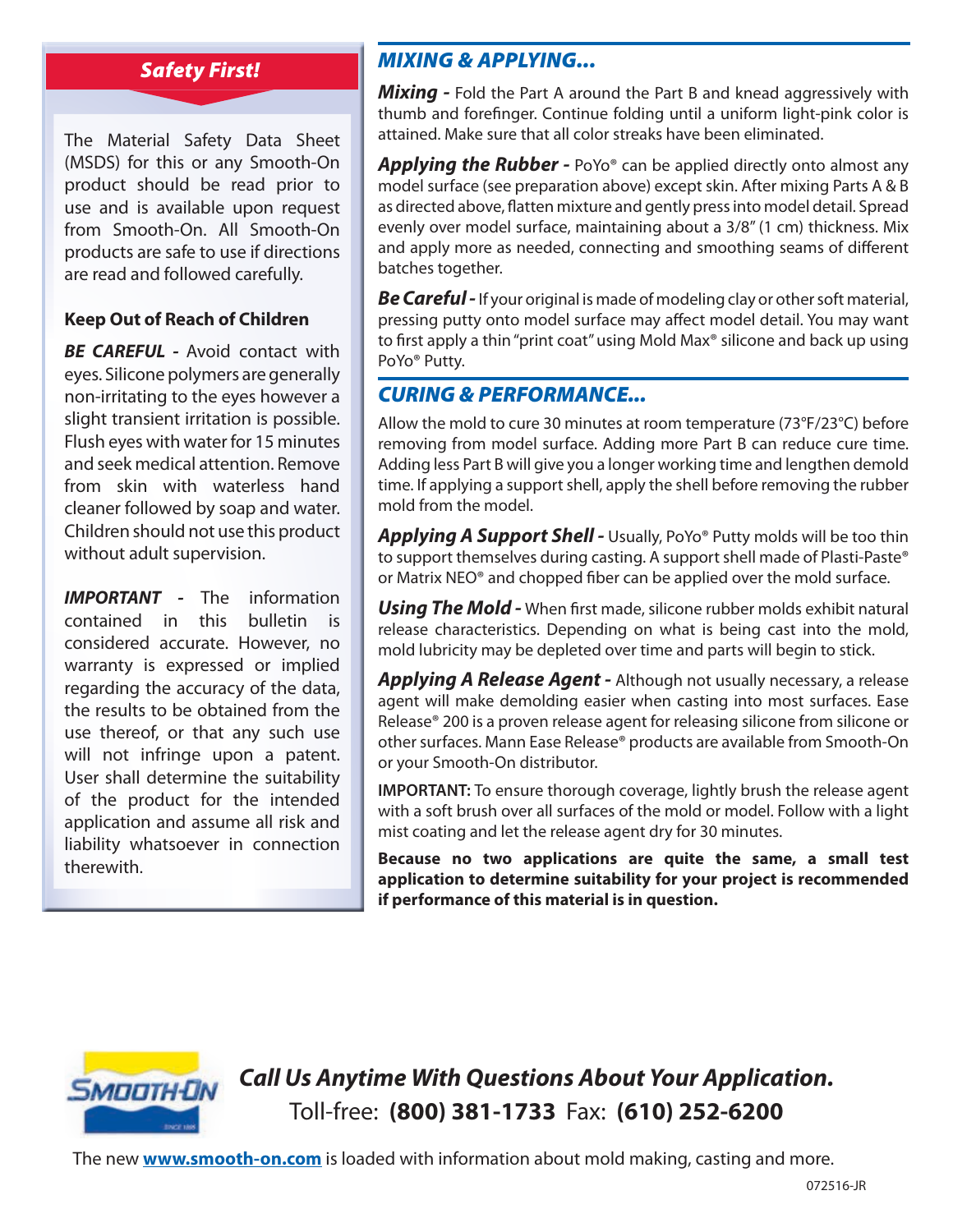## Safety First!

The Material Safety Data Sheet (MSDS) for this or any Smooth-On product should be read prior to use and is available upon request from Smooth-On. All Smooth-On products are safe to use if directions are read and followed carefully.

**Keep Out of Reach of Children**

***BE CAREFUL -*** Avoid contact with eyes. Silicone polymers are generally non-irritating to the eyes however a slight transient irritation is possible. Flush eyes with water for 15 minutes and seek medical attention. Remove from skin with waterless hand cleaner followed by soap and water. Children should not use this product without adult supervision.

***IMPORTANT -*** The information contained in this bulletin is considered accurate. However, no warranty is expressed or implied regarding the accuracy of the data, the results to be obtained from the use thereof, or that any such use will not infringe upon a patent. User shall determine the suitability of the product for the intended application and assume all risk and liability whatsoever in connection therewith.

## MIXING & APPLYING...

***Mixing -*** Fold the Part A around the Part B and knead aggressively with thumb and forefinger. Continue folding until a uniform light-pink color is attained. Make sure that all color streaks have been eliminated.

***Applying the Rubber -*** PoYo® can be applied directly onto almost any model surface (see preparation above) except skin. After mixing Parts A & B as directed above, flatten mixture and gently press into model detail. Spread evenly over model surface, maintaining about a 3/8" (1 cm) thickness. Mix and apply more as needed, connecting and smoothing seams of different batches together.

***Be Careful -*** If your original is made of modeling clay or other soft material, pressing putty onto model surface may affect model detail. You may want to first apply a thin "print coat" using Mold Max® silicone and back up using PoYo® Putty.

## CURING & PERFORMANCE...

Allow the mold to cure 30 minutes at room temperature (73°F/23°C) before removing from model surface. Adding more Part B can reduce cure time. Adding less Part B will give you a longer working time and lengthen demold time. If applying a support shell, apply the shell before removing the rubber mold from the model.

***Applying A Support Shell -*** Usually, PoYo® Putty molds will be too thin to support themselves during casting. A support shell made of Plasti-Paste® or Matrix NEO® and chopped fiber can be applied over the mold surface.

***Using The Mold -*** When first made, silicone rubber molds exhibit natural release characteristics. Depending on what is being cast into the mold, mold lubricity may be depleted over time and parts will begin to stick.

***Applying A Release Agent -*** Although not usually necessary, a release agent will make demolding easier when casting into most surfaces. Ease Release® 200 is a proven release agent for releasing silicone from silicone or other surfaces. Mann Ease Release® products are available from Smooth-On or your Smooth-On distributor.

**IMPORTANT:** To ensure thorough coverage, lightly brush the release agent with a soft brush over all surfaces of the mold or model. Follow with a light mist coating and let the release agent dry for 30 minutes.

**Because no two applications are quite the same, a small test application to determine suitability for your project is recommended if performance of this material is in question.**

***Call Us Anytime With Questions About Your Application.***

Toll-free: **(800) 381-1733** Fax: **(610) 252-6200**

The new **www.smooth-on.com** is loaded with information about mold making, casting and more.

072516-JR